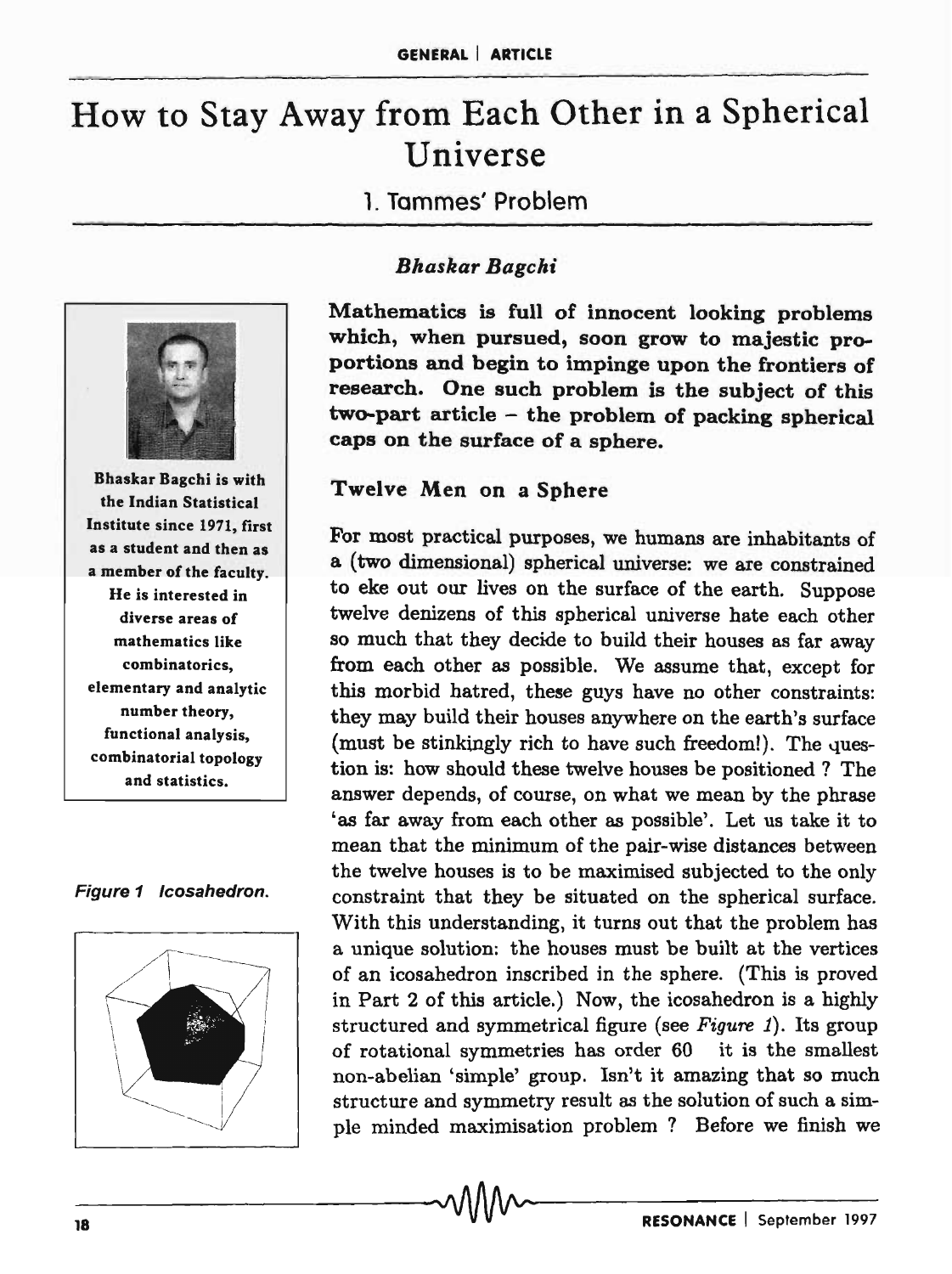# How to Stay Away from Each Other in a Spherical Universe

## 1. Tammes' Problem

*Bhaskar Bagchi*

Bhaskar Bagchi is with the Indian Statistical Institute since 1971, first as a student and then as a member of the faculty. He is interested in diverse areas of mathematics like combinatorics, elementary and analytic number theory, functional analysis, combinatorial topology and statistics.

**Mathematics is full of innocent looking problems which, when pursued, soon grow to majestic proportions and begin to impinge upon the frontiers of research. One such problem is the subject of this two-part article – the problem of packing spherical caps on the surface of a sphere.**

### Twelve Men on a Sphere

For most practical purposes, we humans are inhabitants of a (two dimensional) spherical universe: we are constrained to eke out our lives on the surface of the earth. Suppose twelve denizens of this spherical universe hate each other so much that they decide to build their houses as far away from each other as possible. We assume that, except for this morbid hatred, these guys have no other constraints: they may build their houses anywhere on the earth's surface (must be stinkingly rich to have such freedom!). The question is: how should these twelve houses be positioned ? The answer depends, of course, on what we mean by the phrase 'as far away from each other as possible'. Let us take it to mean that the minimum of the pair-wise distances between the twelve houses is to be maximised subjected to the only constraint that they be situated on the spherical surface. With this understanding, it turns out that the problem has a unique solution: the houses must be built at the vertices of an icosahedron inscribed in the sphere. (This is proved in Part 2 of this article.) Now, the icosahedron is a highly structured and symmetrical figure (see *Figure 1*). Its group of rotational symmetries has order 60 it is the smallest non-abelian 'simple' group. Isn't it amazing that so much structure and symmetry result as the solution of such a simple minded maximisation problem ? Before we finish we

*Figure 1 Icosahedron.*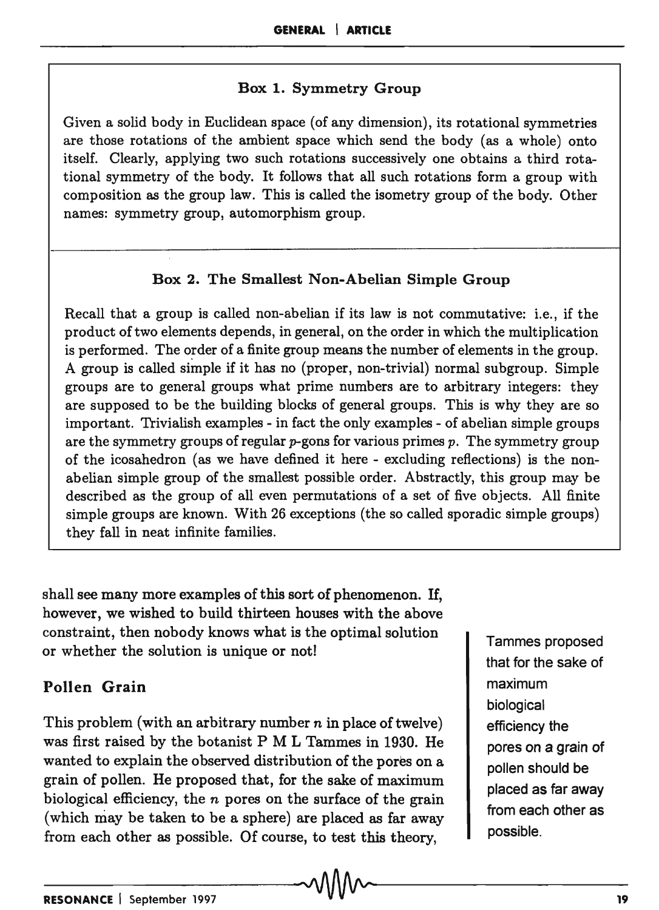### Box 1. Symmetry Group

Given a solid body in Euclidean space (of any dimension), its rotational symmetries are those rotations of the ambient space which send the body (as a whole) onto itself. Clearly, applying two such rotations successively one obtains a third rotational symmetry of the body. It follows that all such rotations form a group with composition as the group law. This is called the isometry group of the body. Other names: symmetry group, automorphism group.

### Box 2. The Smallest Non-Abelian Simple Group

Recall that a group is called non-abelian if its law is not commutative: i.e., if the product of two elements depends, in general, on the order in which the multiplication is performed. The order of a finite group means the number of elements in the group. A group is called simple if it has no (proper, non-trivial) normal subgroup. Simple groups are to general groups what prime numbers are to arbitrary integers: they are supposed to be the building blocks of general groups. This is why they are so important. Trivialish examples - in fact the only examples - of abelian simple groups are the symmetry groups of regular $p$-gons for various primes $p$. The symmetry group of the icosahedron (as we have defined it here - excluding reflections) is the non-abelian simple group of the smallest possible order. Abstractly, this group may be described as the group of all even permutations of a set of five objects. All finite simple groups are known. With 26 exceptions (the so called sporadic simple groups) they fall in neat infinite families.

shall see many more examples of this sort of phenomenon. If, however, we wished to build thirteen houses with the above constraint, then nobody knows what is the optimal solution or whether the solution is unique or not!

## Pollen Grain

This problem (with an arbitrary number $n$ in place of twelve) was first raised by the botanist P M L Tammes in 1930. He wanted to explain the observed distribution of the pores on a grain of pollen. He proposed that, for the sake of maximum biological efficiency, the $n$ pores on the surface of the grain (which may be taken to be a sphere) are placed as far away from each other as possible. Of course, to test this theory,

Tammes proposed that for the sake of maximum biological efficiency the pores on a grain of pollen should be placed as far away from each other as possible.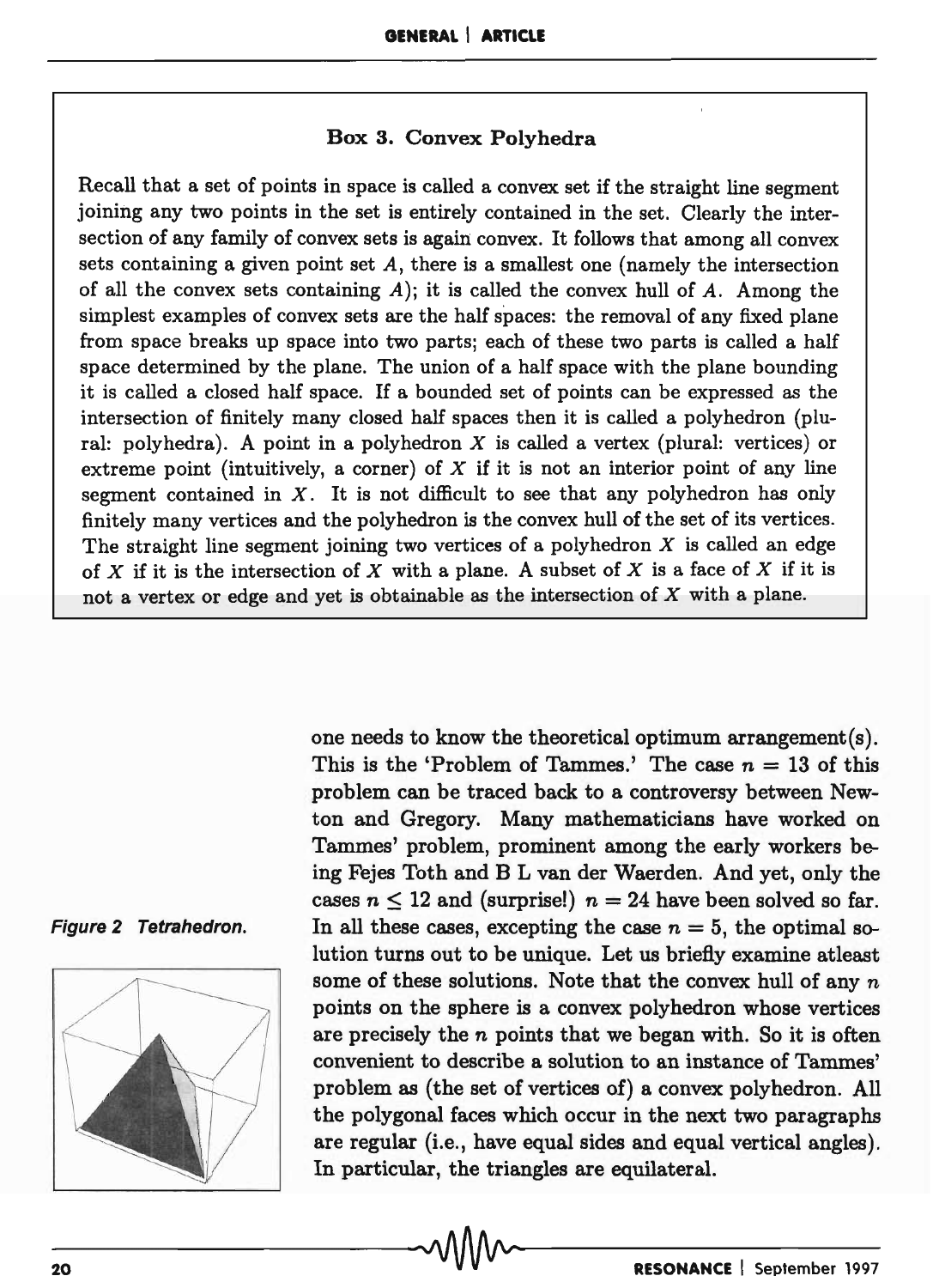### Box 3. Convex Polyhedra

Recall that a set of points in space is called a convex set if the straight line segment joining any two points in the set is entirely contained in the set. Clearly the intersection of any family of convex sets is again convex. It follows that among all convex sets containing a given point set $A$, there is a smallest one (namely the intersection of all the convex sets containing $A$); it is called the convex hull of $A$. Among the simplest examples of convex sets are the half spaces: the removal of any fixed plane from space breaks up space into two parts; each of these two parts is called a half space determined by the plane. The union of a half space with the plane bounding it is called a closed half space. If a bounded set of points can be expressed as the intersection of finitely many closed half spaces then it is called a polyhedron (plural: polyhedra). A point in a polyhedron $X$ is called a vertex (plural: vertices) or extreme point (intuitively, a corner) of $X$ if it is not an interior point of any line segment contained in $X$. It is not difficult to see that any polyhedron has only finitely many vertices and the polyhedron is the convex hull of the set of its vertices. The straight line segment joining two vertices of a polyhedron $X$ is called an edge of $X$ if it is the intersection of $X$ with a plane. A subset of $X$ is a face of $X$ if it is not a vertex or edge and yet is obtainable as the intersection of $X$ with a plane.

one needs to know the theoretical optimum arrangement(s). This is the 'Problem of Tammes.' The case $n = 13$ of this problem can be traced back to a controversy between Newton and Gregory. Many mathematicians have worked on Tammes' problem, prominent among the early workers being Fejes Toth and B L van der Waerden. And yet, only the cases $n \leq 12$ and (surprise!) $n = 24$ have been solved so far. In all these cases, excepting the case $n = 5$, the optimal solution turns out to be unique. Let us briefly examine atleast some of these solutions. Note that the convex hull of any $n$ points on the sphere is a convex polyhedron whose vertices are precisely the $n$ points that we began with. So it is often convenient to describe a solution to an instance of Tammes' problem as (the set of vertices of) a convex polyhedron. All the polygonal faces which occur in the next two paragraphs are regular (i.e., have equal sides and equal vertical angles). In particular, the triangles are equilateral.

*Figure 2 Tetrahedron.*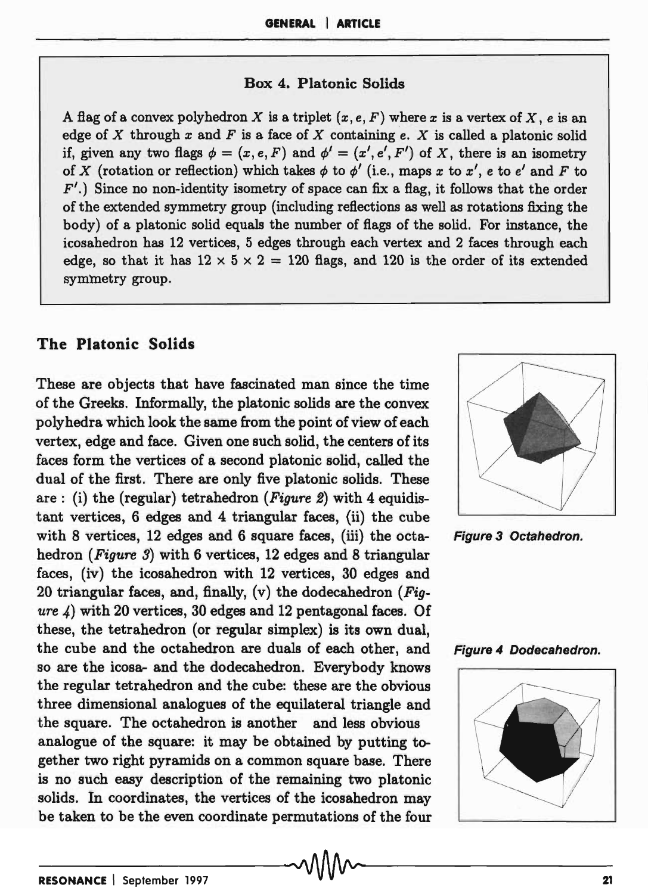**Box 4. Platonic Solids**

A flag of a convex polyhedron $X$ is a triplet $(x, e, F)$ where $x$ is a vertex of $X$, $e$ is an edge of $X$ through $x$ and $F$ is a face of $X$ containing $e$. $X$ is called a platonic solid if, given any two flags $\phi = (x, e, F)$ and $\phi' = (x', e', F')$ of $X$, there is an isometry of $X$ (rotation or reflection) which takes $\phi$ to $\phi'$ (i.e., maps $x$ to $x'$, $e$ to $e'$ and $F$ to $F'$.) Since no non-identity isometry of space can fix a flag, it follows that the order of the extended symmetry group (including reflections as well as rotations fixing the body) of a platonic solid equals the number of flags of the solid. For instance, the icosahedron has 12 vertices, 5 edges through each vertex and 2 faces through each edge, so that it has $12 \times 5 \times 2 = 120$ flags, and 120 is the order of its extended symmetry group.

## The Platonic Solids

These are objects that have fascinated man since the time of the Greeks. Informally, the platonic solids are the convex polyhedra which look the same from the point of view of each vertex, edge and face. Given one such solid, the centers of its faces form the vertices of a second platonic solid, called the dual of the first. There are only five platonic solids. These are : (i) the (regular) tetrahedron (*Figure 2*) with 4 equidistant vertices, 6 edges and 4 triangular faces, (ii) the cube with 8 vertices, 12 edges and 6 square faces, (iii) the octahedron (*Figure 3*) with 6 vertices, 12 edges and 8 triangular faces, (iv) the icosahedron with 12 vertices, 30 edges and 20 triangular faces, and, finally, (v) the dodecahedron (*Figure 4*) with 20 vertices, 30 edges and 12 pentagonal faces. Of these, the tetrahedron (or regular simplex) is its own dual, the cube and the octahedron are duals of each other, and so are the icosa- and the dodecahedron. Everybody knows the regular tetrahedron and the cube: these are the obvious three dimensional analogues of the equilateral triangle and the square. The octahedron is another and less obvious analogue of the square: it may be obtained by putting together two right pyramids on a common square base. There is no such easy description of the remaining two platonic solids. In coordinates, the vertices of the icosahedron may be taken to be the even coordinate permutations of the four

*Figure 3 Octahedron.*

*Figure 4 Dodecahedron.*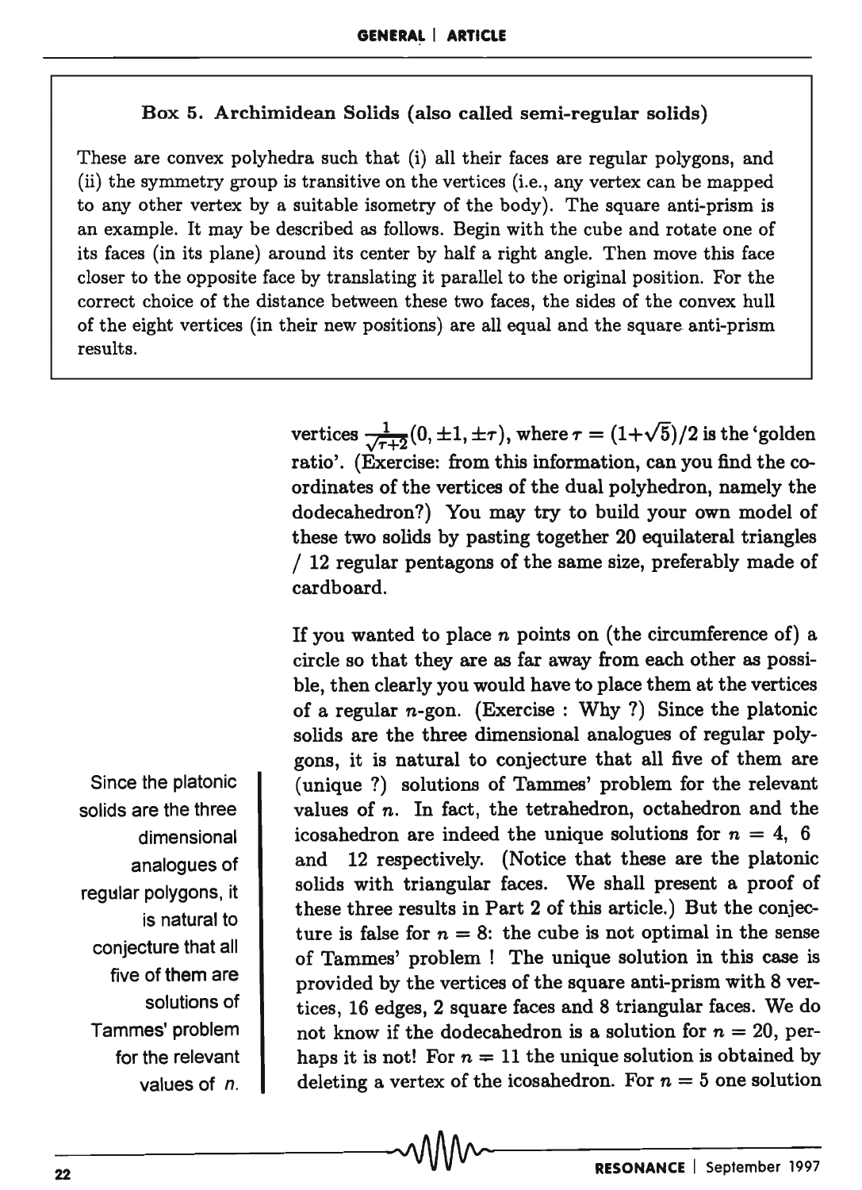**Box 5. Archimidean Solids (also called semi-regular solids)**

These are convex polyhedra such that (i) all their faces are regular polygons, and (ii) the symmetry group is transitive on the vertices (i.e., any vertex can be mapped to any other vertex by a suitable isometry of the body). The square anti-prism is an example. It may be described as follows. Begin with the cube and rotate one of its faces (in its plane) around its center by half a right angle. Then move this face closer to the opposite face by translating it parallel to the original position. For the correct choice of the distance between these two faces, the sides of the convex hull of the eight vertices (in their new positions) are all equal and the square anti-prism results.

vertices $\frac{1}{\sqrt{\tau+2}}(0, \pm 1, \pm \tau)$, where $\tau = (1+\sqrt{5})/2$ is the 'golden ratio'. (Exercise: from this information, can you find the coordinates of the vertices of the dual polyhedron, namely the dodecahedron?) You may try to build your own model of these two solids by pasting together 20 equilateral triangles / 12 regular pentagons of the same size, preferably made of cardboard.

If you wanted to place $n$ points on (the circumference of) a circle so that they are as far away from each other as possible, then clearly you would have to place them at the vertices of a regular $n$-gon. (Exercise : Why ?) Since the platonic solids are the three dimensional analogues of regular polygons, it is natural to conjecture that all five of them are (unique ?) solutions of Tammes' problem for the relevant values of $n$. In fact, the tetrahedron, octahedron and the icosahedron are indeed the unique solutions for $n = 4$, 6 and 12 respectively. (Notice that these are the platonic solids with triangular faces. We shall present a proof of these three results in Part 2 of this article.) But the conjecture is false for $n = 8$: the cube is not optimal in the sense of Tammes' problem ! The unique solution in this case is provided by the vertices of the square anti-prism with 8 vertices, 16 edges, 2 square faces and 8 triangular faces. We do not know if the dodecahedron is a solution for $n = 20$, perhaps it is not! For $n = 11$ the unique solution is obtained by deleting a vertex of the icosahedron. For $n = 5$ one solution

Since the platonic solids are the three dimensional analogues of regular polygons, it is natural to conjecture that all five of them are solutions of Tammes' problem for the relevant values of $n$.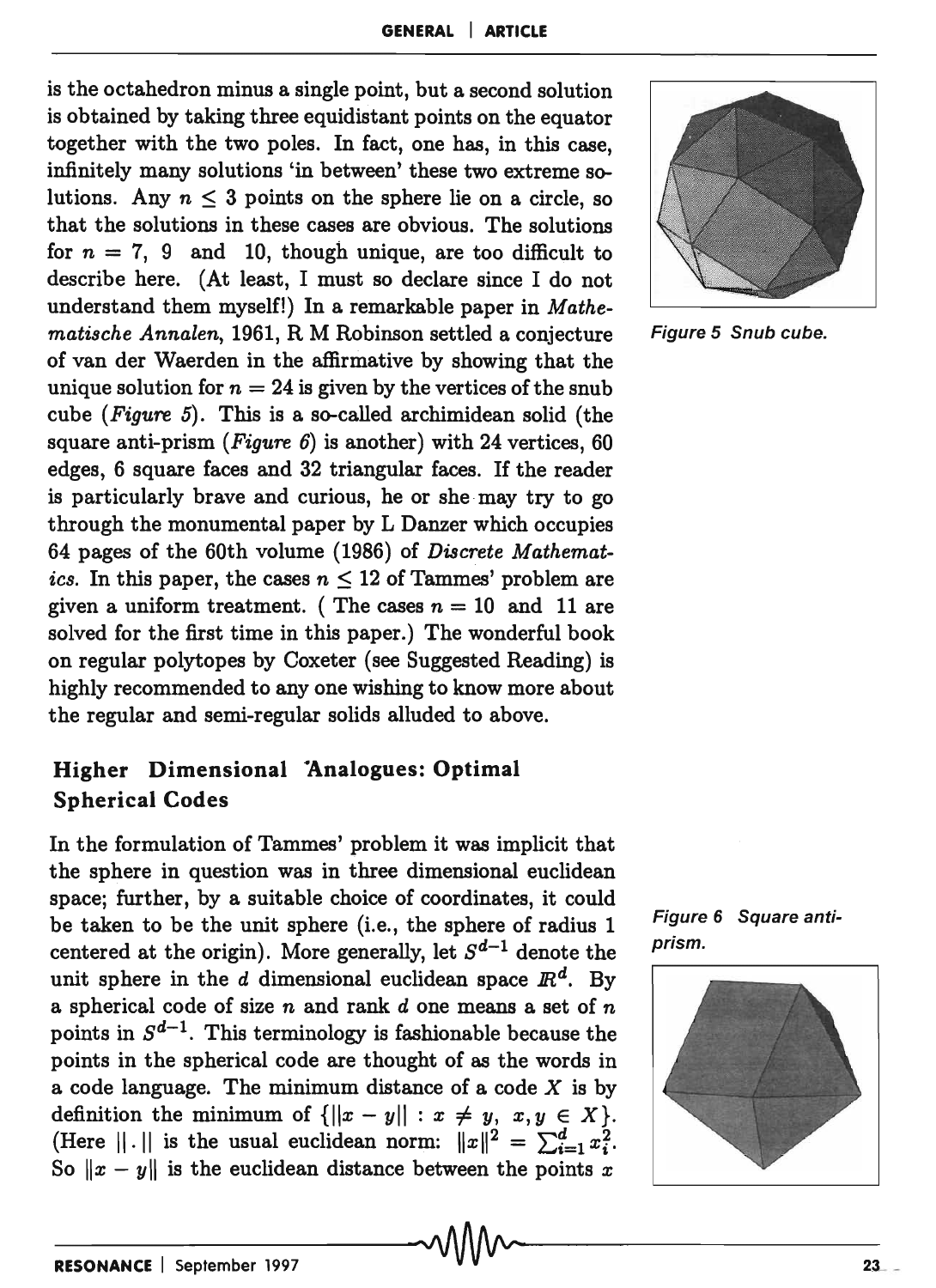is the octahedron minus a single point, but a second solution is obtained by taking three equidistant points on the equator together with the two poles. In fact, one has, in this case, infinitely many solutions 'in between' these two extreme solutions. Any $n \leq 3$ points on the sphere lie on a circle, so that the solutions in these cases are obvious. The solutions for $n = 7$, 9 and 10, though unique, are too difficult to describe here. (At least, I must so declare since I do not understand them myself!) In a remarkable paper in *Mathematische Annalen*, 1961, R M Robinson settled a conjecture of van der Waerden in the affirmative by showing that the unique solution for $n = 24$ is given by the vertices of the snub cube (*Figure 5*). This is a so-called archimidean solid (the square anti-prism (*Figure 6*) is another) with 24 vertices, 60 edges, 6 square faces and 32 triangular faces. If the reader is particularly brave and curious, he or she may try to go through the monumental paper by L Danzer which occupies 64 pages of the 60th volume (1986) of *Discrete Mathematics*. In this paper, the cases $n \leq 12$ of Tammes' problem are given a uniform treatment. ( The cases $n = 10$ and 11 are solved for the first time in this paper.) The wonderful book on regular polytopes by Coxeter (see Suggested Reading) is highly recommended to any one wishing to know more about the regular and semi-regular solids alluded to above.

*Figure 5 Snub cube.*

## Higher Dimensional Analogues: Optimal Spherical Codes

In the formulation of Tammes' problem it was implicit that the sphere in question was in three dimensional euclidean space; further, by a suitable choice of coordinates, it could be taken to be the unit sphere (i.e., the sphere of radius 1 centered at the origin). More generally, let $S^{d-1}$ denote the unit sphere in the $d$ dimensional euclidean space $\mathbb{R}^d$. By a spherical code of size $n$ and rank $d$ one means a set of $n$ points in $S^{d-1}$. This terminology is fashionable because the points in the spherical code are thought of as the words in a code language. The minimum distance of a code $X$ is by definition the minimum of $\{\|x - y\| : x \neq y,\ x, y \in X\}$. (Here $\|.\|$ is the usual euclidean norm: $\|x\|^2 = \sum_{i=1}^{d} x_i^2$. So $\|x - y\|$ is the euclidean distance between the points $x$

*Figure 6 Square anti-prism.*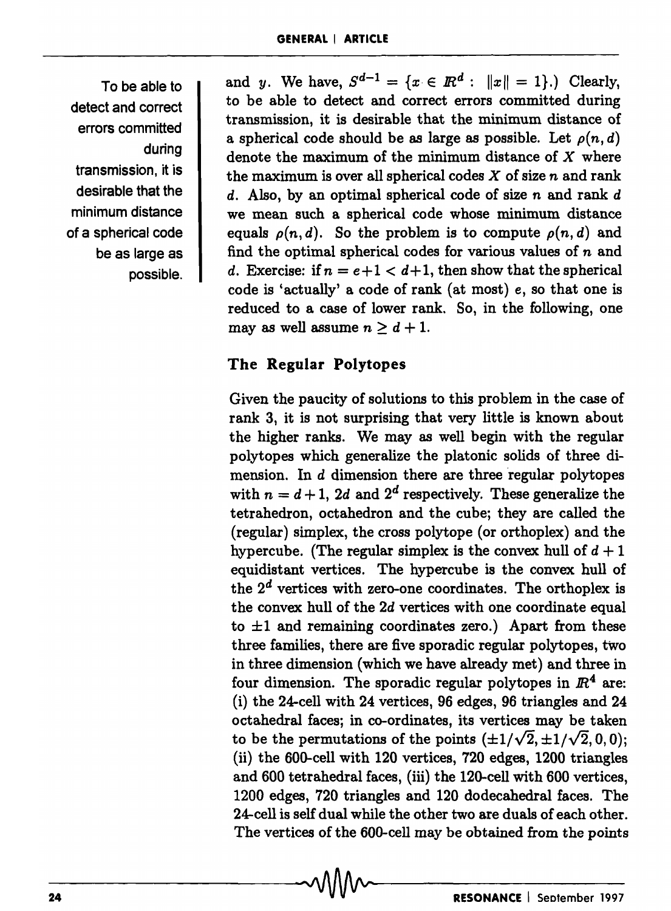and $y$. We have, $S^{d-1} = \{x \in I\!R^d : \|x\| = 1\}$.) Clearly, to be able to detect and correct errors committed during transmission, it is desirable that the minimum distance of a spherical code should be as large as possible. Let $\rho(n, d)$ denote the maximum of the minimum distance of $X$ where the maximum is over all spherical codes $X$ of size $n$ and rank $d$. Also, by an optimal spherical code of size $n$ and rank $d$ we mean such a spherical code whose minimum distance equals $\rho(n, d)$. So the problem is to compute $\rho(n, d)$ and find the optimal spherical codes for various values of $n$ and $d$. Exercise: if $n = e+1 < d+1$, then show that the spherical code is 'actually' a code of rank (at most) $e$, so that one is reduced to a case of lower rank. So, in the following, one may as well assume $n \geq d+1$.

To be able to detect and correct errors committed during transmission, it is desirable that the minimum distance of a spherical code be as large as possible.

## The Regular Polytopes

Given the paucity of solutions to this problem in the case of rank 3, it is not surprising that very little is known about the higher ranks. We may as well begin with the regular polytopes which generalize the platonic solids of three dimension. In $d$ dimension there are three regular polytopes with $n = d+1$, $2d$ and $2^d$ respectively. These generalize the tetrahedron, octahedron and the cube; they are called the (regular) simplex, the cross polytope (or orthoplex) and the hypercube. (The regular simplex is the convex hull of $d+1$ equidistant vertices. The hypercube is the convex hull of the $2^d$ vertices with zero-one coordinates. The orthoplex is the convex hull of the $2d$ vertices with one coordinate equal to $\pm 1$ and remaining coordinates zero.) Apart from these three families, there are five sporadic regular polytopes, two in three dimension (which we have already met) and three in four dimension. The sporadic regular polytopes in $I\!R^4$ are: (i) the 24-cell with 24 vertices, 96 edges, 96 triangles and 24 octahedral faces; in co-ordinates, its vertices may be taken to be the permutations of the points $(\pm 1/\sqrt{2}, \pm 1/\sqrt{2}, 0, 0)$; (ii) the 600-cell with 120 vertices, 720 edges, 1200 triangles and 600 tetrahedral faces, (iii) the 120-cell with 600 vertices, 1200 edges, 720 triangles and 120 dodecahedral faces. The 24-cell is self dual while the other two are duals of each other. The vertices of the 600-cell may be obtained from the points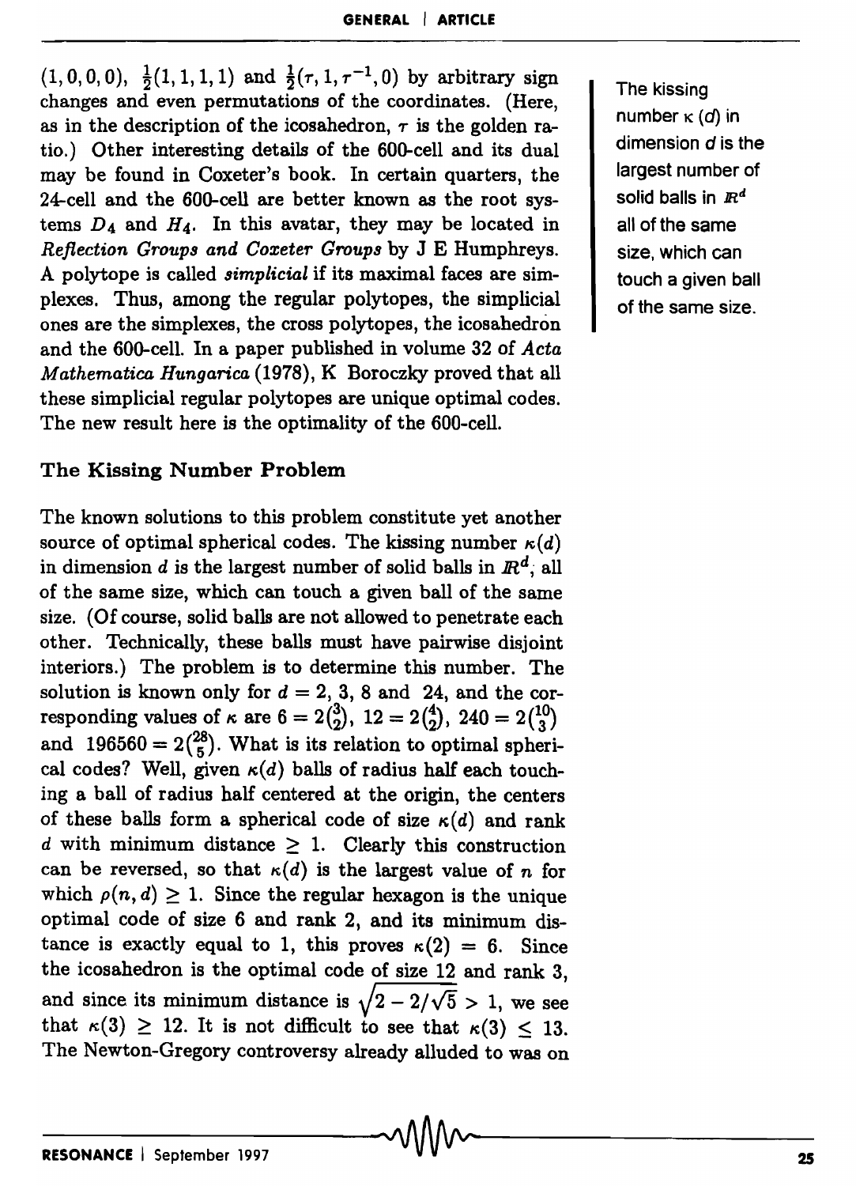$(1, 0, 0, 0)$, $\frac{1}{2}(1, 1, 1, 1)$ and $\frac{1}{2}(\tau, 1, \tau^{-1}, 0)$ by arbitrary sign changes and even permutations of the coordinates. (Here, as in the description of the icosahedron, $\tau$ is the golden ratio.) Other interesting details of the 600-cell and its dual may be found in Coxeter's book. In certain quarters, the 24-cell and the 600-cell are better known as the root systems $D_4$ and $H_4$. In this avatar, they may be located in *Reflection Groups and Coxeter Groups* by J E Humphreys. A polytope is called *simplicial* if its maximal faces are simplexes. Thus, among the regular polytopes, the simplicial ones are the simplexes, the cross polytopes, the icosahedron and the 600-cell. In a paper published in volume 32 of *Acta Mathematica Hungarica* (1978), K Boroczky proved that all these simplicial regular polytopes are unique optimal codes. The new result here is the optimality of the 600-cell.

The kissing number $\kappa(d)$ in dimension $d$ is the largest number of solid balls in $\mathbb{R}^d$ all of the same size, which can touch a given ball of the same size.

### The Kissing Number Problem

The known solutions to this problem constitute yet another source of optimal spherical codes. The kissing number $\kappa(d)$ in dimension $d$ is the largest number of solid balls in $\mathbb{R}^d$, all of the same size, which can touch a given ball of the same size. (Of course, solid balls are not allowed to penetrate each other. Technically, these balls must have pairwise disjoint interiors.) The problem is to determine this number. The solution is known only for $d = 2, 3, 8$ and $24$, and the corresponding values of $\kappa$ are $6 = 2\binom{3}{2}$, $12 = 2\binom{4}{2}$, $240 = 2\binom{10}{3}$ and $196560 = 2\binom{28}{5}$. What is its relation to optimal spherical codes? Well, given $\kappa(d)$ balls of radius half each touching a ball of radius half centered at the origin, the centers of these balls form a spherical code of size $\kappa(d)$ and rank $d$ with minimum distance $\geq 1$. Clearly this construction can be reversed, so that $\kappa(d)$ is the largest value of $n$ for which $\rho(n, d) \geq 1$. Since the regular hexagon is the unique optimal code of size 6 and rank 2, and its minimum distance is exactly equal to 1, this proves $\kappa(2) = 6$. Since the icosahedron is the optimal code of size 12 and rank 3, and since its minimum distance is $\sqrt{2 - 2/\sqrt{5}} > 1$, we see that $\kappa(3) \geq 12$. It is not difficult to see that $\kappa(3) \leq 13$. The Newton-Gregory controversy already alluded to was on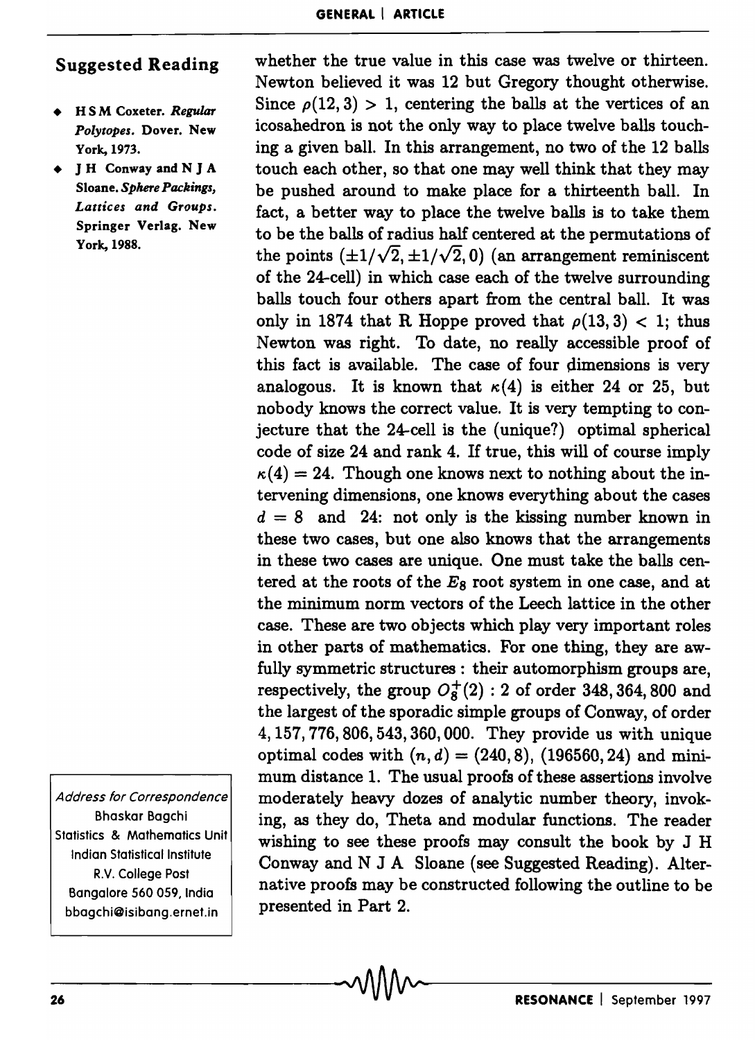whether the true value in this case was twelve or thirteen. Newton believed it was 12 but Gregory thought otherwise. Since $\rho(12,3) > 1$, centering the balls at the vertices of an icosahedron is not the only way to place twelve balls touching a given ball. In this arrangement, no two of the 12 balls touch each other, so that one may well think that they may be pushed around to make place for a thirteenth ball. In fact, a better way to place the twelve balls is to take them to be the balls of radius half centered at the permutations of the points $(\pm 1/\sqrt{2}, \pm 1/\sqrt{2}, 0)$ (an arrangement reminiscent of the 24-cell) in which case each of the twelve surrounding balls touch four others apart from the central ball. It was only in 1874 that R Hoppe proved that $\rho(13,3) < 1$; thus Newton was right. To date, no really accessible proof of this fact is available. The case of four dimensions is very analogous. It is known that $\kappa(4)$ is either 24 or 25, but nobody knows the correct value. It is very tempting to conjecture that the 24-cell is the (unique?) optimal spherical code of size 24 and rank 4. If true, this will of course imply $\kappa(4) = 24$. Though one knows next to nothing about the intervening dimensions, one knows everything about the cases $d = 8$ and 24: not only is the kissing number known in these two cases, but one also knows that the arrangements in these two cases are unique. One must take the balls centered at the roots of the $E_8$ root system in one case, and at the minimum norm vectors of the Leech lattice in the other case. These are two objects which play very important roles in other parts of mathematics. For one thing, they are awfully symmetric structures : their automorphism groups are, respectively, the group $O_8^+(2) : 2$ of order 348,364,800 and the largest of the sporadic simple groups of Conway, of order 4,157,776,806,543,360,000. They provide us with unique optimal codes with $(n,d) = (240,8)$, $(196560,24)$ and minimum distance 1. The usual proofs of these assertions involve moderately heavy dozes of analytic number theory, invoking, as they do, Theta and modular functions. The reader wishing to see these proofs may consult the book by J H Conway and N J A Sloane (see Suggested Reading). Alternative proofs may be constructed following the outline to be presented in Part 2.

## Suggested Reading

- H S M Coxeter. *Regular Polytopes*. Dover. New York, 1973.
- J H Conway and N J A Sloane. *Sphere Packings, Lattices and Groups*. Springer Verlag. New York, 1988.

*Address for Correspondence*
Bhaskar Bagchi
Statistics & Mathematics Unit
Indian Statistical Institute
R.V. College Post
Bangalore 560 059, India
bbagchi@isibang.ernet.in